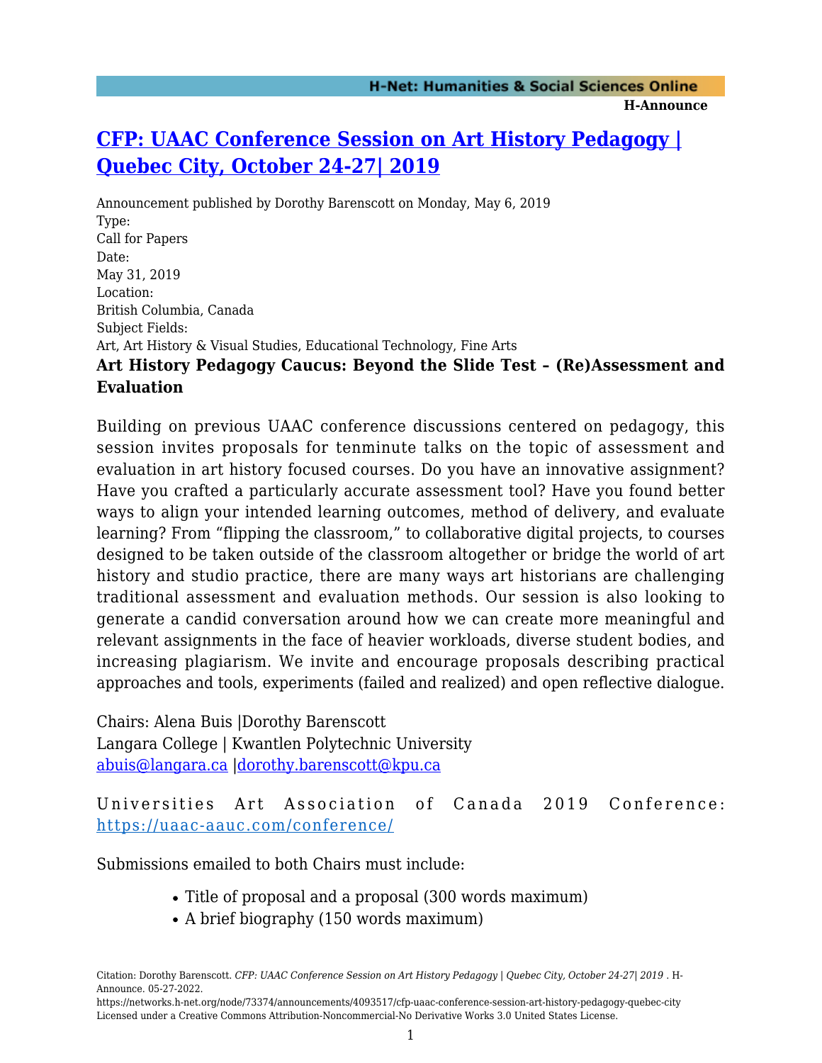# [CFP: UAAC Conference Session on Art History Pedagogy | Quebec City, October 24-27| 2019](https://networks.h-net.org/node/73374/announcements/4093517/cfp-uaac-conference-session-art-history-pedagogy-quebec-city)

Announcement published by Dorothy Barenscott on Monday, May 6, 2019

Type:
Call for Papers

Date:
May 31, 2019

Location:
British Columbia, Canada

Subject Fields:
Art, Art History & Visual Studies, Educational Technology, Fine Arts

**Art History Pedagogy Caucus: Beyond the Slide Test – (Re)Assessment and Evaluation**

Building on previous UAAC conference discussions centered on pedagogy, this session invites proposals for tenminute talks on the topic of assessment and evaluation in art history focused courses. Do you have an innovative assignment? Have you crafted a particularly accurate assessment tool? Have you found better ways to align your intended learning outcomes, method of delivery, and evaluate learning? From "flipping the classroom," to collaborative digital projects, to courses designed to be taken outside of the classroom altogether or bridge the world of art history and studio practice, there are many ways art historians are challenging traditional assessment and evaluation methods. Our session is also looking to generate a candid conversation around how we can create more meaningful and relevant assignments in the face of heavier workloads, diverse student bodies, and increasing plagiarism. We invite and encourage proposals describing practical approaches and tools, experiments (failed and realized) and open reflective dialogue.

Chairs: Alena Buis |Dorothy Barenscott
Langara College | Kwantlen Polytechnic University
[abuis@langara.ca](mailto:abuis@langara.ca) |[dorothy.barenscott@kpu.ca](mailto:dorothy.barenscott@kpu.ca)

Universities Art Association of Canada 2019 Conference: [https://uaac-aauc.com/conference/](https://uaac-aauc.com/conference/)

Submissions emailed to both Chairs must include:

- Title of proposal and a proposal (300 words maximum)
- A brief biography (150 words maximum)

Citation: Dorothy Barenscott. *CFP: UAAC Conference Session on Art History Pedagogy | Quebec City, October 24-27| 2019* . H-Announce. 05-27-2022.
https://networks.h-net.org/node/73374/announcements/4093517/cfp-uaac-conference-session-art-history-pedagogy-quebec-city
Licensed under a Creative Commons Attribution-Noncommercial-No Derivative Works 3.0 United States License.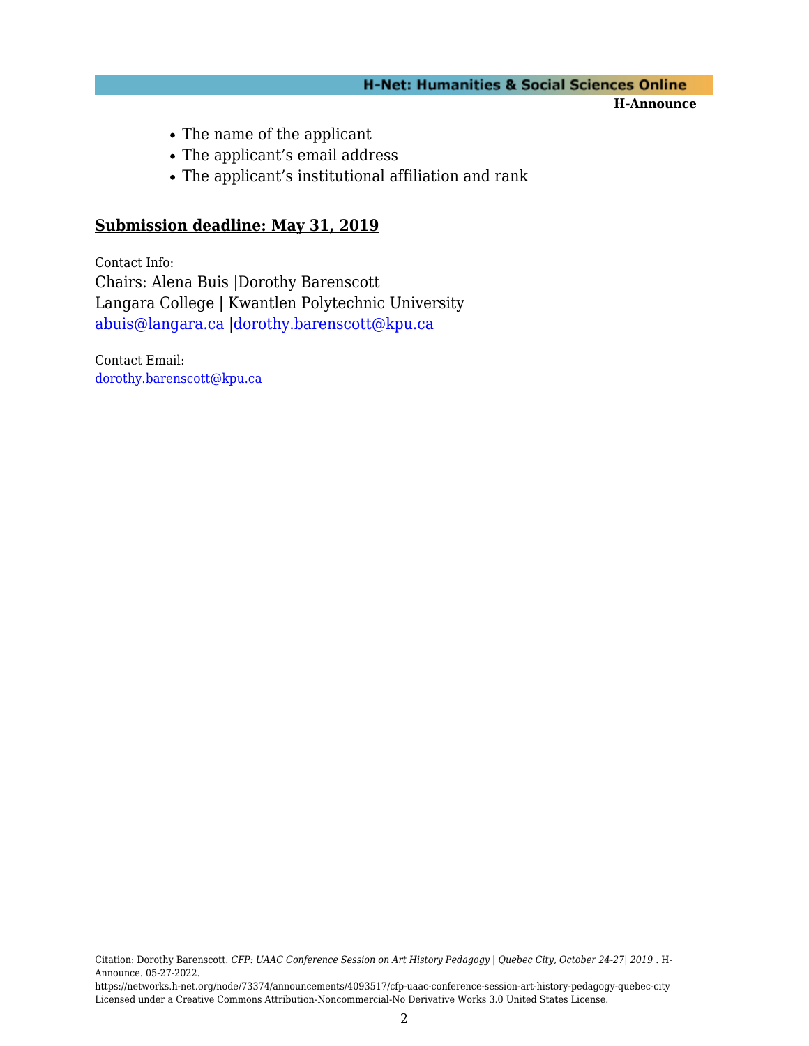- The name of the applicant
- The applicant's email address
- The applicant's institutional affiliation and rank

## **Submission deadline: May 31, 2019**

Contact Info:

Chairs: Alena Buis |Dorothy Barenscott
Langara College | Kwantlen Polytechnic University
abuis@langara.ca |dorothy.barenscott@kpu.ca

Contact Email:
dorothy.barenscott@kpu.ca

Citation: Dorothy Barenscott. *CFP: UAAC Conference Session on Art History Pedagogy | Quebec City, October 24-27| 2019* . H-Announce. 05-27-2022.
https://networks.h-net.org/node/73374/announcements/4093517/cfp-uaac-conference-session-art-history-pedagogy-quebec-city
Licensed under a Creative Commons Attribution-Noncommercial-No Derivative Works 3.0 United States License.